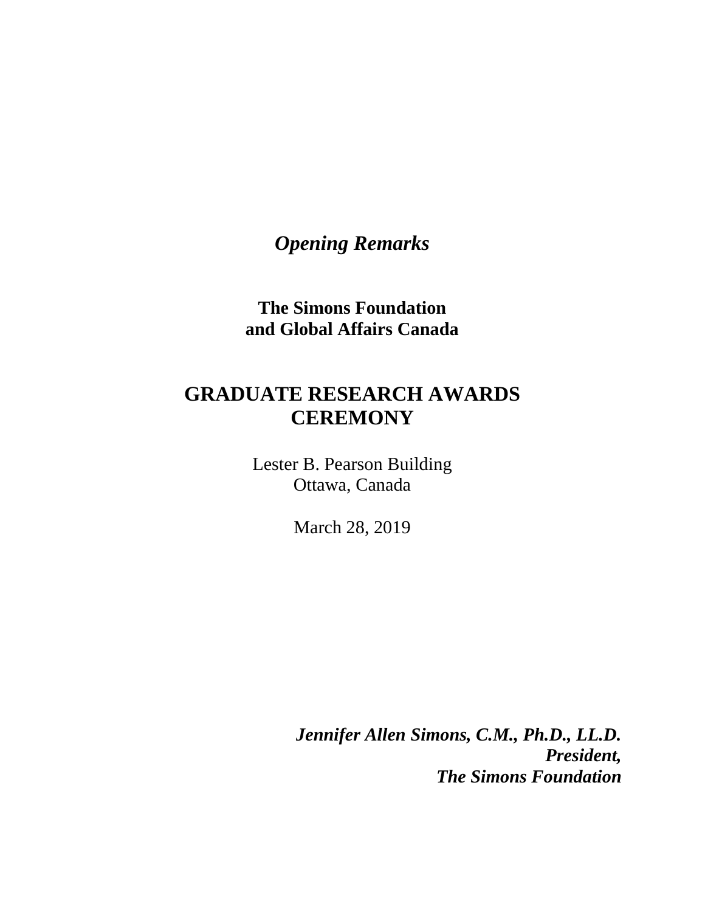*Opening Remarks*

**The Simons Foundation**
**and Global Affairs Canada**

# GRADUATE RESEARCH AWARDS CEREMONY

Lester B. Pearson Building
Ottawa, Canada

March 28, 2019

***Jennifer Allen Simons, C.M., Ph.D., LL.D.***
***President,***
***The Simons Foundation***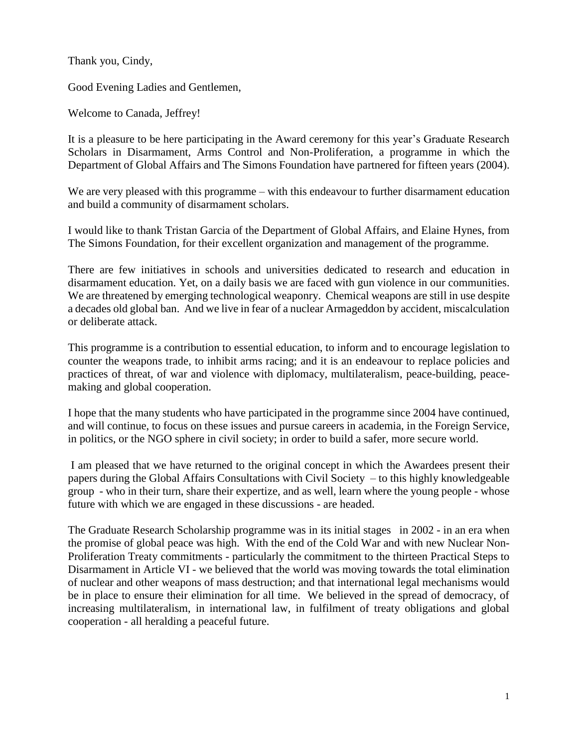Thank you, Cindy,

Good Evening Ladies and Gentlemen,

Welcome to Canada, Jeffrey!

It is a pleasure to be here participating in the Award ceremony for this year's Graduate Research Scholars in Disarmament, Arms Control and Non-Proliferation, a programme in which the Department of Global Affairs and The Simons Foundation have partnered for fifteen years (2004).

We are very pleased with this programme – with this endeavour to further disarmament education and build a community of disarmament scholars.

I would like to thank Tristan Garcia of the Department of Global Affairs, and Elaine Hynes, from The Simons Foundation, for their excellent organization and management of the programme.

There are few initiatives in schools and universities dedicated to research and education in disarmament education. Yet, on a daily basis we are faced with gun violence in our communities. We are threatened by emerging technological weaponry. Chemical weapons are still in use despite a decades old global ban. And we live in fear of a nuclear Armageddon by accident, miscalculation or deliberate attack.

This programme is a contribution to essential education, to inform and to encourage legislation to counter the weapons trade, to inhibit arms racing; and it is an endeavour to replace policies and practices of threat, of war and violence with diplomacy, multilateralism, peace-building, peace-making and global cooperation.

I hope that the many students who have participated in the programme since 2004 have continued, and will continue, to focus on these issues and pursue careers in academia, in the Foreign Service, in politics, or the NGO sphere in civil society; in order to build a safer, more secure world.

I am pleased that we have returned to the original concept in which the Awardees present their papers during the Global Affairs Consultations with Civil Society – to this highly knowledgeable group - who in their turn, share their expertize, and as well, learn where the young people - whose future with which we are engaged in these discussions - are headed.

The Graduate Research Scholarship programme was in its initial stages in 2002 - in an era when the promise of global peace was high. With the end of the Cold War and with new Nuclear Non-Proliferation Treaty commitments - particularly the commitment to the thirteen Practical Steps to Disarmament in Article VI - we believed that the world was moving towards the total elimination of nuclear and other weapons of mass destruction; and that international legal mechanisms would be in place to ensure their elimination for all time. We believed in the spread of democracy, of increasing multilateralism, in international law, in fulfilment of treaty obligations and global cooperation - all heralding a peaceful future.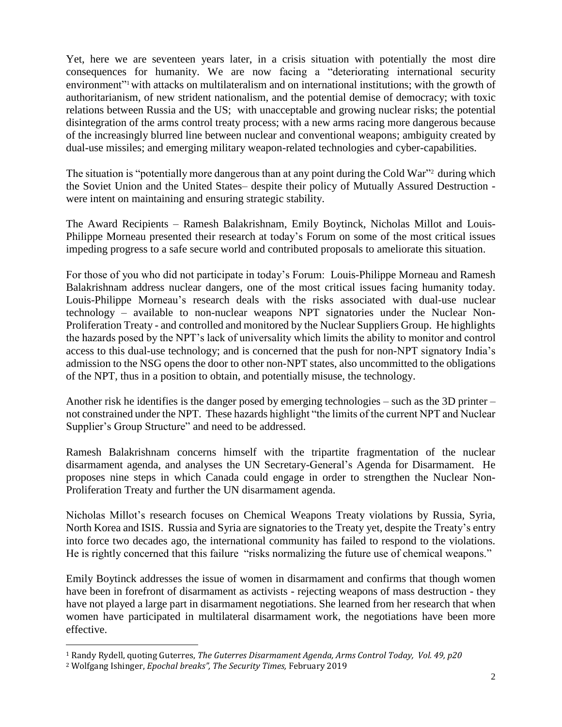Yet, here we are seventeen years later, in a crisis situation with potentially the most dire consequences for humanity. We are now facing a "deteriorating international security environment"[1] with attacks on multilateralism and on international institutions; with the growth of authoritarianism, of new strident nationalism, and the potential demise of democracy; with toxic relations between Russia and the US; with unacceptable and growing nuclear risks; the potential disintegration of the arms control treaty process; with a new arms racing more dangerous because of the increasingly blurred line between nuclear and conventional weapons; ambiguity created by dual-use missiles; and emerging military weapon-related technologies and cyber-capabilities.

The situation is "potentially more dangerous than at any point during the Cold War"[2] during which the Soviet Union and the United States– despite their policy of Mutually Assured Destruction - were intent on maintaining and ensuring strategic stability.

The Award Recipients – Ramesh Balakrishnam, Emily Boytinck, Nicholas Millot and Louis-Philippe Morneau presented their research at today's Forum on some of the most critical issues impeding progress to a safe secure world and contributed proposals to ameliorate this situation.

For those of you who did not participate in today's Forum: Louis-Philippe Morneau and Ramesh Balakrishnam address nuclear dangers, one of the most critical issues facing humanity today. Louis-Philippe Morneau's research deals with the risks associated with dual-use nuclear technology – available to non-nuclear weapons NPT signatories under the Nuclear Non-Proliferation Treaty - and controlled and monitored by the Nuclear Suppliers Group. He highlights the hazards posed by the NPT's lack of universality which limits the ability to monitor and control access to this dual-use technology; and is concerned that the push for non-NPT signatory India's admission to the NSG opens the door to other non-NPT states, also uncommitted to the obligations of the NPT, thus in a position to obtain, and potentially misuse, the technology.

Another risk he identifies is the danger posed by emerging technologies – such as the 3D printer – not constrained under the NPT. These hazards highlight "the limits of the current NPT and Nuclear Supplier's Group Structure" and need to be addressed.

Ramesh Balakrishnam concerns himself with the tripartite fragmentation of the nuclear disarmament agenda, and analyses the UN Secretary-General's Agenda for Disarmament. He proposes nine steps in which Canada could engage in order to strengthen the Nuclear Non-Proliferation Treaty and further the UN disarmament agenda.

Nicholas Millot's research focuses on Chemical Weapons Treaty violations by Russia, Syria, North Korea and ISIS. Russia and Syria are signatories to the Treaty yet, despite the Treaty's entry into force two decades ago, the international community has failed to respond to the violations. He is rightly concerned that this failure "risks normalizing the future use of chemical weapons."

Emily Boytinck addresses the issue of women in disarmament and confirms that though women have been in forefront of disarmament as activists - rejecting weapons of mass destruction - they have not played a large part in disarmament negotiations. She learned from her research that when women have participated in multilateral disarmament work, the negotiations have been more effective.

---

[1] Randy Rydell, quoting Guterres, *The Guterres Disarmament Agenda, Arms Control Today, Vol. 49, p20*

[2] Wolfgang Ishinger, *Epochal breaks", The Security Times,* February 2019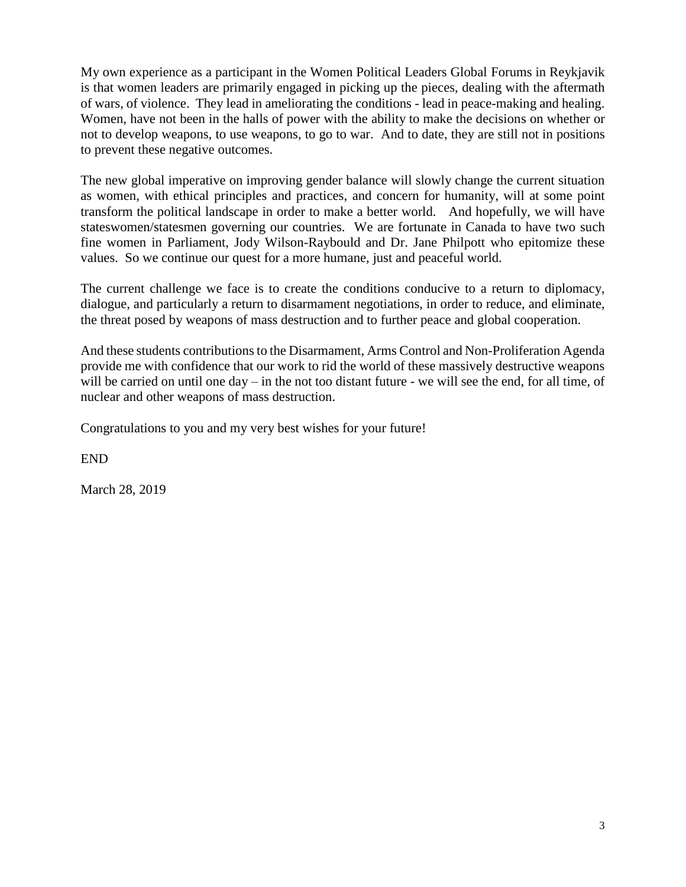My own experience as a participant in the Women Political Leaders Global Forums in Reykjavik is that women leaders are primarily engaged in picking up the pieces, dealing with the aftermath of wars, of violence. They lead in ameliorating the conditions - lead in peace-making and healing. Women, have not been in the halls of power with the ability to make the decisions on whether or not to develop weapons, to use weapons, to go to war. And to date, they are still not in positions to prevent these negative outcomes.

The new global imperative on improving gender balance will slowly change the current situation as women, with ethical principles and practices, and concern for humanity, will at some point transform the political landscape in order to make a better world. And hopefully, we will have stateswomen/statesmen governing our countries. We are fortunate in Canada to have two such fine women in Parliament, Jody Wilson-Raybould and Dr. Jane Philpott who epitomize these values. So we continue our quest for a more humane, just and peaceful world.

The current challenge we face is to create the conditions conducive to a return to diplomacy, dialogue, and particularly a return to disarmament negotiations, in order to reduce, and eliminate, the threat posed by weapons of mass destruction and to further peace and global cooperation.

And these students contributions to the Disarmament, Arms Control and Non-Proliferation Agenda provide me with confidence that our work to rid the world of these massively destructive weapons will be carried on until one day – in the not too distant future - we will see the end, for all time, of nuclear and other weapons of mass destruction.

Congratulations to you and my very best wishes for your future!

END

March 28, 2019